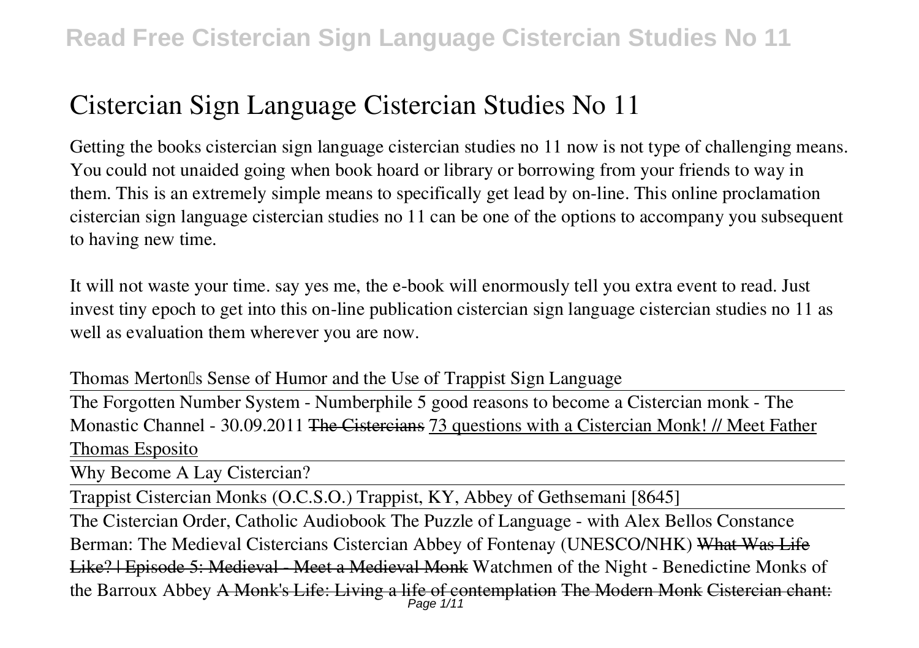# Cistercian Sign Language Cistercian Studies No 11

Getting the books cistercian sign language cistercian studies no 11 now is not type of challenging means. You could not unaided going when book hoard or library or borrowing from your friends to way in them. This is an extremely simple means to specifically get lead by on-line. This online proclamation cistercian sign language cistercian studies no 11 can be one of the options to accompany you subsequent to having new time.

It will not waste your time. say yes me, the e-book will enormously tell you extra event to read. Just invest tiny epoch to get into this on-line publication cistercian sign language cistercian studies no 11 as well as evaluation them wherever you are now.

*Thomas Merton's Sense of Humor and the Use of Trappist Sign Language*

The Forgotten Number System - Numberphile *5 good reasons to become a Cistercian monk - The Monastic Channel - 30.09.2011* ~~The Cistercians~~ 73 questions with a Cistercian Monk! // Meet Father Thomas Esposito

Why Become A Lay Cistercian?

Trappist Cistercian Monks (O.C.S.O.) Trappist, KY, Abbey of Gethsemani [8645]

The Cistercian Order, Catholic Audiobook *The Puzzle of Language - with Alex Bellos* *Constance Berman: The Medieval Cistercians* *Cistercian Abbey of Fontenay (UNESCO/NHK)* ~~What Was Life Like? | Episode 5: Medieval - Meet a Medieval Monk~~ *Watchmen of the Night - Benedictine Monks of the Barroux Abbey* ~~A Monk's Life: Living a life of contemplation~~ ~~The Modern Monk~~ ~~Cistercian chant:~~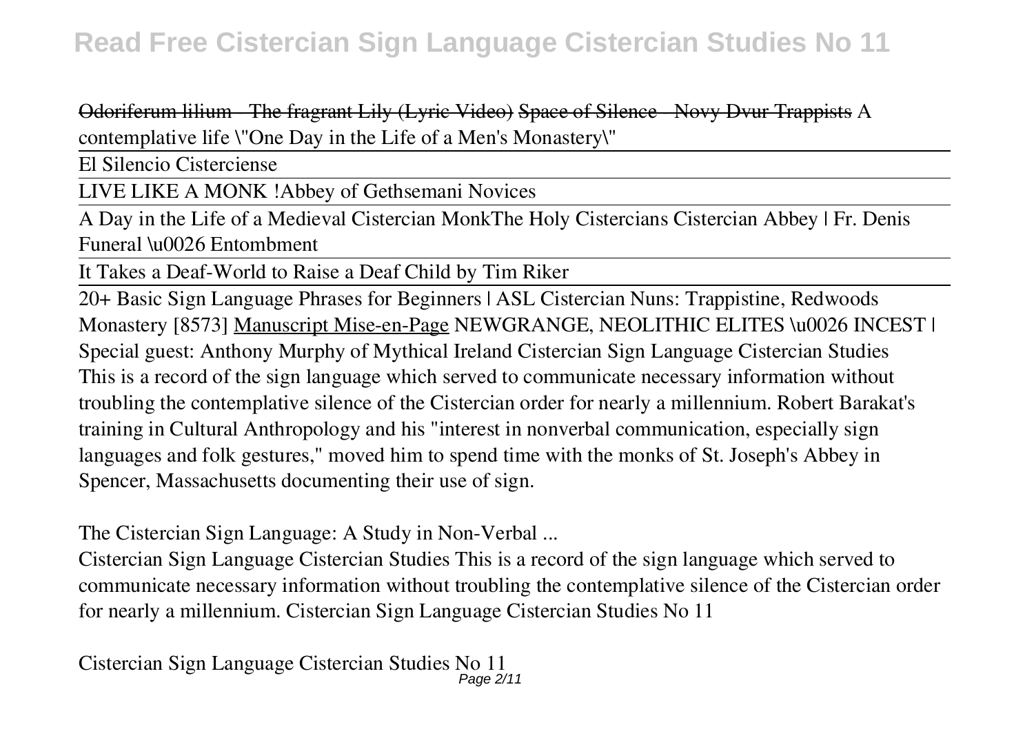Odoriferum lilium - The fragrant Lily (Lyric Video) Space of Silence - Novy Dvur Trappists A contemplative life \"One Day in the Life of a Men's Monastery\"

El Silencio Cisterciense

LIVE LIKE A MONK !Abbey of Gethsemani Novices

A Day in the Life of a Medieval Cistercian MonkThe Holy Cistercians Cistercian Abbey | Fr. Denis Funeral \u0026 Entombment

It Takes a Deaf-World to Raise a Deaf Child by Tim Riker

20+ Basic Sign Language Phrases for Beginners | ASL Cistercian Nuns: Trappistine, Redwoods Monastery [8573] Manuscript Mise-en-Page NEWGRANGE, NEOLITHIC ELITES \u0026 INCEST | Special guest: Anthony Murphy of Mythical Ireland Cistercian Sign Language Cistercian Studies
This is a record of the sign language which served to communicate necessary information without troubling the contemplative silence of the Cistercian order for nearly a millennium. Robert Barakat's training in Cultural Anthropology and his "interest in nonverbal communication, especially sign languages and folk gestures," moved him to spend time with the monks of St. Joseph's Abbey in Spencer, Massachusetts documenting their use of sign.

## The Cistercian Sign Language: A Study in Non-Verbal ...

Cistercian Sign Language Cistercian Studies This is a record of the sign language which served to communicate necessary information without troubling the contemplative silence of the Cistercian order for nearly a millennium. Cistercian Sign Language Cistercian Studies No 11

## Cistercian Sign Language Cistercian Studies No 11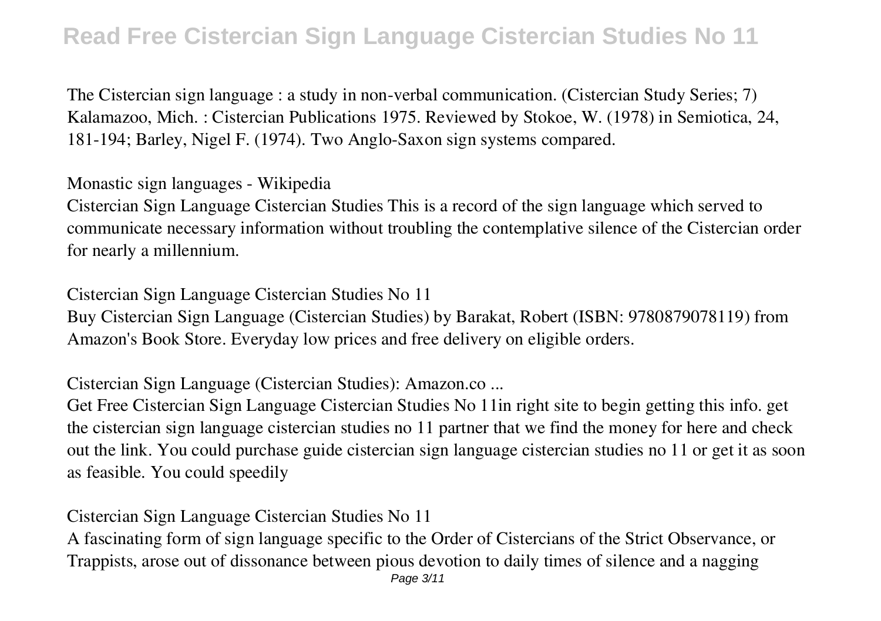The Cistercian sign language : a study in non-verbal communication. (Cistercian Study Series; 7) Kalamazoo, Mich. : Cistercian Publications 1975. Reviewed by Stokoe, W. (1978) in Semiotica, 24, 181-194; Barley, Nigel F. (1974). Two Anglo-Saxon sign systems compared.

**Monastic sign languages - Wikipedia**

Cistercian Sign Language Cistercian Studies This is a record of the sign language which served to communicate necessary information without troubling the contemplative silence of the Cistercian order for nearly a millennium.

**Cistercian Sign Language Cistercian Studies No 11**

Buy Cistercian Sign Language (Cistercian Studies) by Barakat, Robert (ISBN: 9780879078119) from Amazon's Book Store. Everyday low prices and free delivery on eligible orders.

**Cistercian Sign Language (Cistercian Studies): Amazon.co ...**

Get Free Cistercian Sign Language Cistercian Studies No 11in right site to begin getting this info. get the cistercian sign language cistercian studies no 11 partner that we find the money for here and check out the link. You could purchase guide cistercian sign language cistercian studies no 11 or get it as soon as feasible. You could speedily

**Cistercian Sign Language Cistercian Studies No 11**

A fascinating form of sign language specific to the Order of Cistercians of the Strict Observance, or Trappists, arose out of dissonance between pious devotion to daily times of silence and a nagging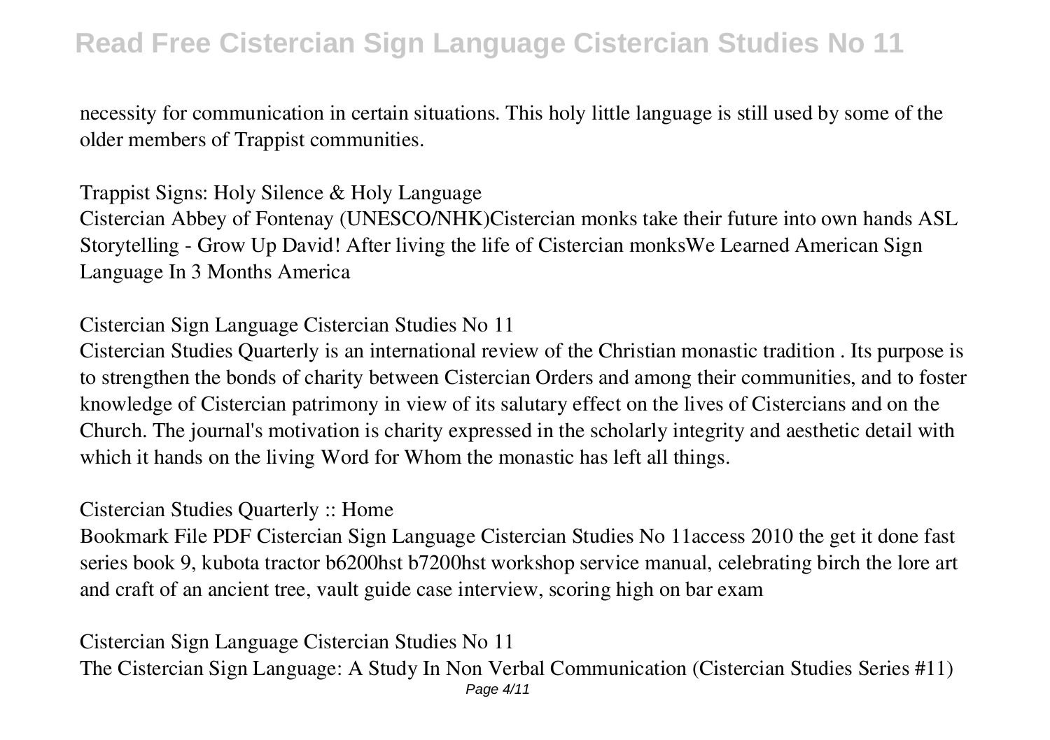necessity for communication in certain situations. This holy little language is still used by some of the older members of Trappist communities.

## Trappist Signs: Holy Silence & Holy Language

Cistercian Abbey of Fontenay (UNESCO/NHK)Cistercian monks take their future into own hands ASL Storytelling - Grow Up David! After living the life of Cistercian monksWe Learned American Sign Language In 3 Months America

## Cistercian Sign Language Cistercian Studies No 11

Cistercian Studies Quarterly is an international review of the Christian monastic tradition . Its purpose is to strengthen the bonds of charity between Cistercian Orders and among their communities, and to foster knowledge of Cistercian patrimony in view of its salutary effect on the lives of Cistercians and on the Church. The journal's motivation is charity expressed in the scholarly integrity and aesthetic detail with which it hands on the living Word for Whom the monastic has left all things.

## Cistercian Studies Quarterly :: Home

Bookmark File PDF Cistercian Sign Language Cistercian Studies No 11access 2010 the get it done fast series book 9, kubota tractor b6200hst b7200hst workshop service manual, celebrating birch the lore art and craft of an ancient tree, vault guide case interview, scoring high on bar exam

## Cistercian Sign Language Cistercian Studies No 11

The Cistercian Sign Language: A Study In Non Verbal Communication (Cistercian Studies Series #11)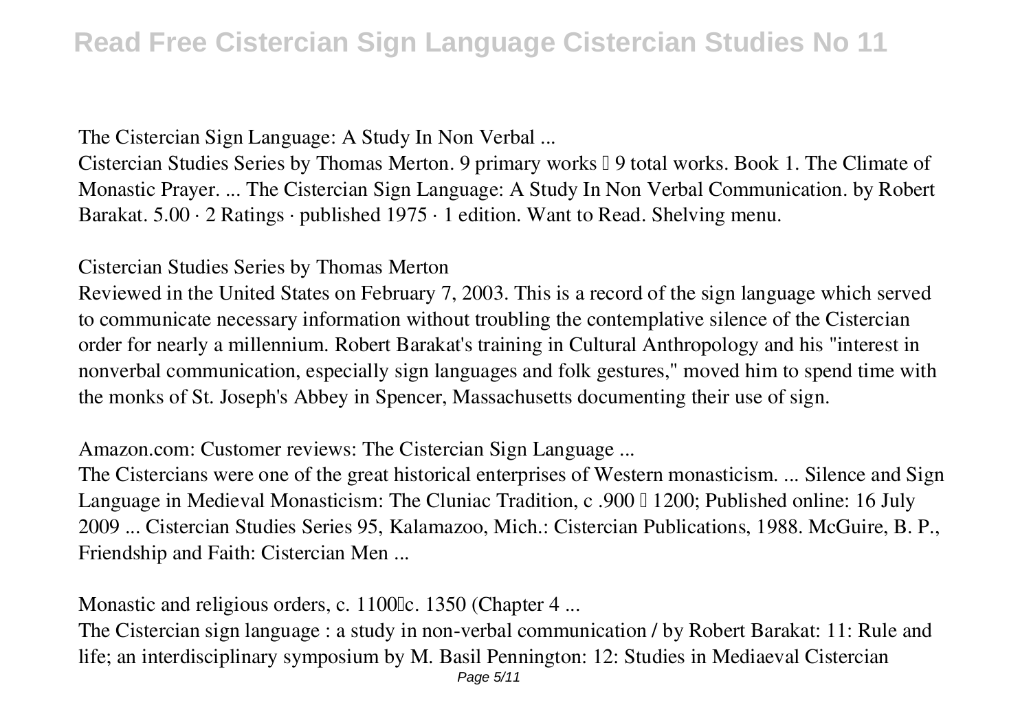**The Cistercian Sign Language: A Study In Non Verbal ...**

Cistercian Studies Series by Thomas Merton. 9 primary works • 9 total works. Book 1. The Climate of Monastic Prayer. ... The Cistercian Sign Language: A Study In Non Verbal Communication. by Robert Barakat. 5.00 · 2 Ratings · published 1975 · 1 edition. Want to Read. Shelving menu.

**Cistercian Studies Series by Thomas Merton**

Reviewed in the United States on February 7, 2003. This is a record of the sign language which served to communicate necessary information without troubling the contemplative silence of the Cistercian order for nearly a millennium. Robert Barakat's training in Cultural Anthropology and his "interest in nonverbal communication, especially sign languages and folk gestures," moved him to spend time with the monks of St. Joseph's Abbey in Spencer, Massachusetts documenting their use of sign.

**Amazon.com: Customer reviews: The Cistercian Sign Language ...**

The Cistercians were one of the great historical enterprises of Western monasticism. ... Silence and Sign Language in Medieval Monasticism: The Cluniac Tradition, c .900 – 1200; Published online: 16 July 2009 ... Cistercian Studies Series 95, Kalamazoo, Mich.: Cistercian Publications, 1988. McGuire, B. P., Friendship and Faith: Cistercian Men ...

**Monastic and religious orders, c. 1100–c. 1350 (Chapter 4 ...**

The Cistercian sign language : a study in non-verbal communication / by Robert Barakat: 11: Rule and life; an interdisciplinary symposium by M. Basil Pennington: 12: Studies in Mediaeval Cistercian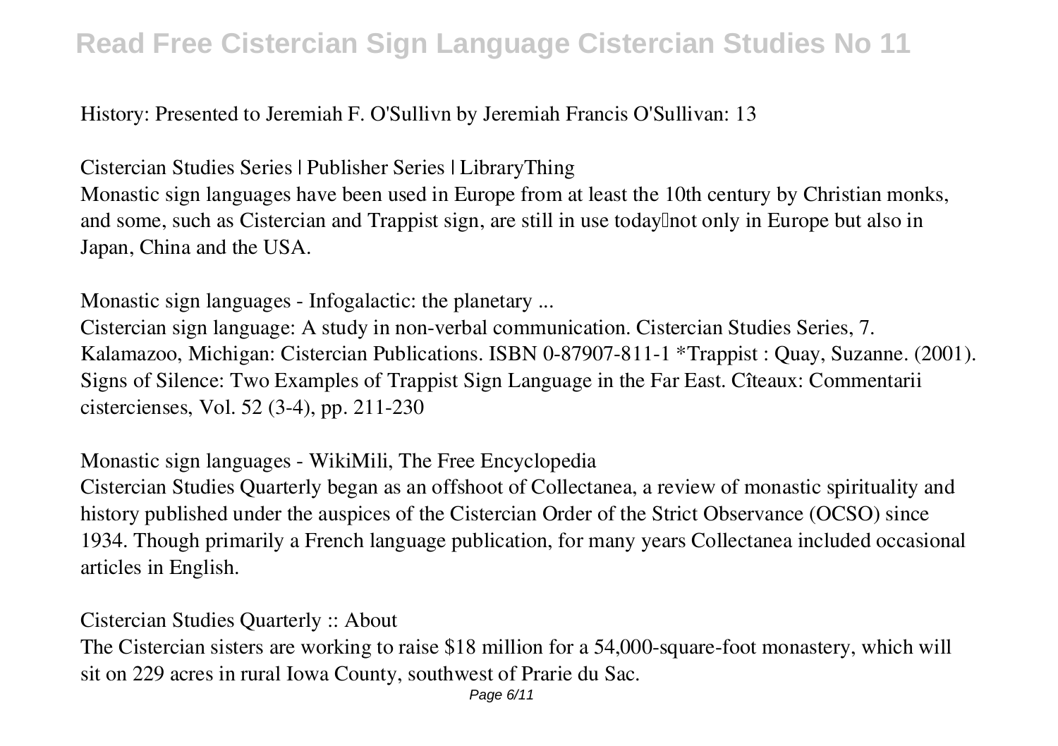History: Presented to Jeremiah F. O'Sullivn by Jeremiah Francis O'Sullivan: 13

Cistercian Studies Series | Publisher Series | LibraryThing

Monastic sign languages have been used in Europe from at least the 10th century by Christian monks, and some, such as Cistercian and Trappist sign, are still in use today not only in Europe but also in Japan, China and the USA.

Monastic sign languages - Infogalactic: the planetary ...

Cistercian sign language: A study in non-verbal communication. Cistercian Studies Series, 7. Kalamazoo, Michigan: Cistercian Publications. ISBN 0-87907-811-1 *Trappist : Quay, Suzanne. (2001). Signs of Silence: Two Examples of Trappist Sign Language in the Far East. Cîteaux: Commentarii cistercienses, Vol. 52 (3-4), pp. 211-230

Monastic sign languages - WikiMili, The Free Encyclopedia

Cistercian Studies Quarterly began as an offshoot of Collectanea, a review of monastic spirituality and history published under the auspices of the Cistercian Order of the Strict Observance (OCSO) since 1934. Though primarily a French language publication, for many years Collectanea included occasional articles in English.

Cistercian Studies Quarterly :: About

The Cistercian sisters are working to raise $18 million for a 54,000-square-foot monastery, which will sit on 229 acres in rural Iowa County, southwest of Prarie du Sac.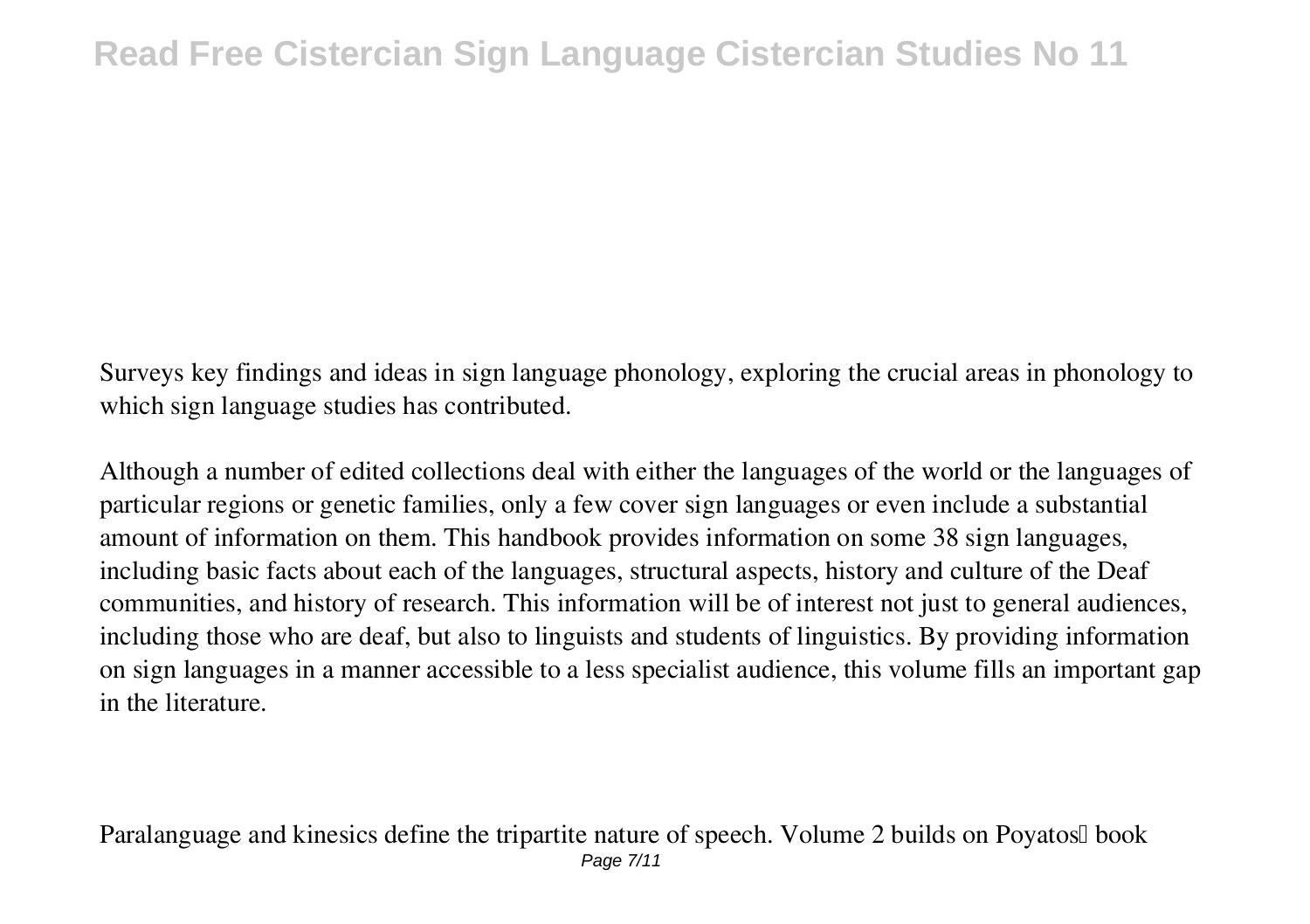Surveys key findings and ideas in sign language phonology, exploring the crucial areas in phonology to which sign language studies has contributed.

Although a number of edited collections deal with either the languages of the world or the languages of particular regions or genetic families, only a few cover sign languages or even include a substantial amount of information on them. This handbook provides information on some 38 sign languages, including basic facts about each of the languages, structural aspects, history and culture of the Deaf communities, and history of research. This information will be of interest not just to general audiences, including those who are deaf, but also to linguists and students of linguistics. By providing information on sign languages in a manner accessible to a less specialist audience, this volume fills an important gap in the literature.

Paralanguage and kinesics define the tripartite nature of speech. Volume 2 builds on Poyatos' book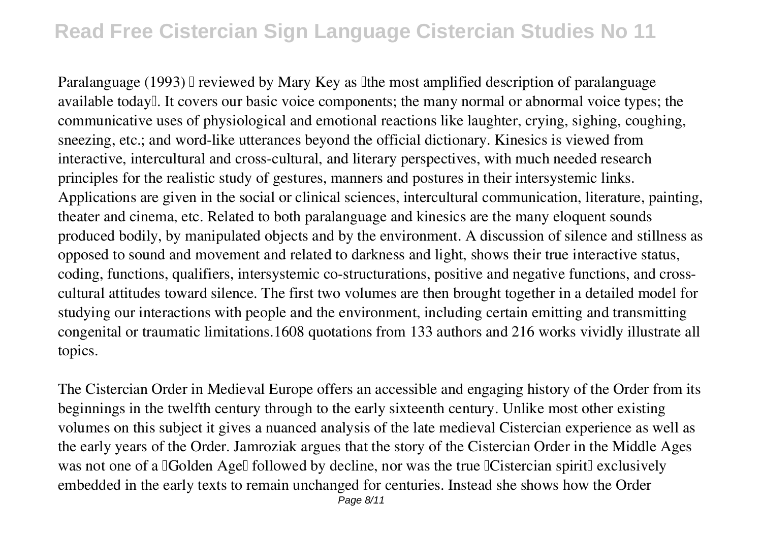Paralanguage (1993)  reviewed by Mary Key as the most amplified description of paralanguage available today. It covers our basic voice components; the many normal or abnormal voice types; the communicative uses of physiological and emotional reactions like laughter, crying, sighing, coughing, sneezing, etc.; and word-like utterances beyond the official dictionary. Kinesics is viewed from interactive, intercultural and cross-cultural, and literary perspectives, with much needed research principles for the realistic study of gestures, manners and postures in their intersystemic links. Applications are given in the social or clinical sciences, intercultural communication, literature, painting, theater and cinema, etc. Related to both paralanguage and kinesics are the many eloquent sounds produced bodily, by manipulated objects and by the environment. A discussion of silence and stillness as opposed to sound and movement and related to darkness and light, shows their true interactive status, coding, functions, qualifiers, intersystemic co-structurations, positive and negative functions, and cross-cultural attitudes toward silence. The first two volumes are then brought together in a detailed model for studying our interactions with people and the environment, including certain emitting and transmitting congenital or traumatic limitations.1608 quotations from 133 authors and 216 works vividly illustrate all topics.

The Cistercian Order in Medieval Europe offers an accessible and engaging history of the Order from its beginnings in the twelfth century through to the early sixteenth century. Unlike most other existing volumes on this subject it gives a nuanced analysis of the late medieval Cistercian experience as well as the early years of the Order. Jamroziak argues that the story of the Cistercian Order in the Middle Ages was not one of a Golden Age followed by decline, nor was the true Cistercian spirit exclusively embedded in the early texts to remain unchanged for centuries. Instead she shows how the Order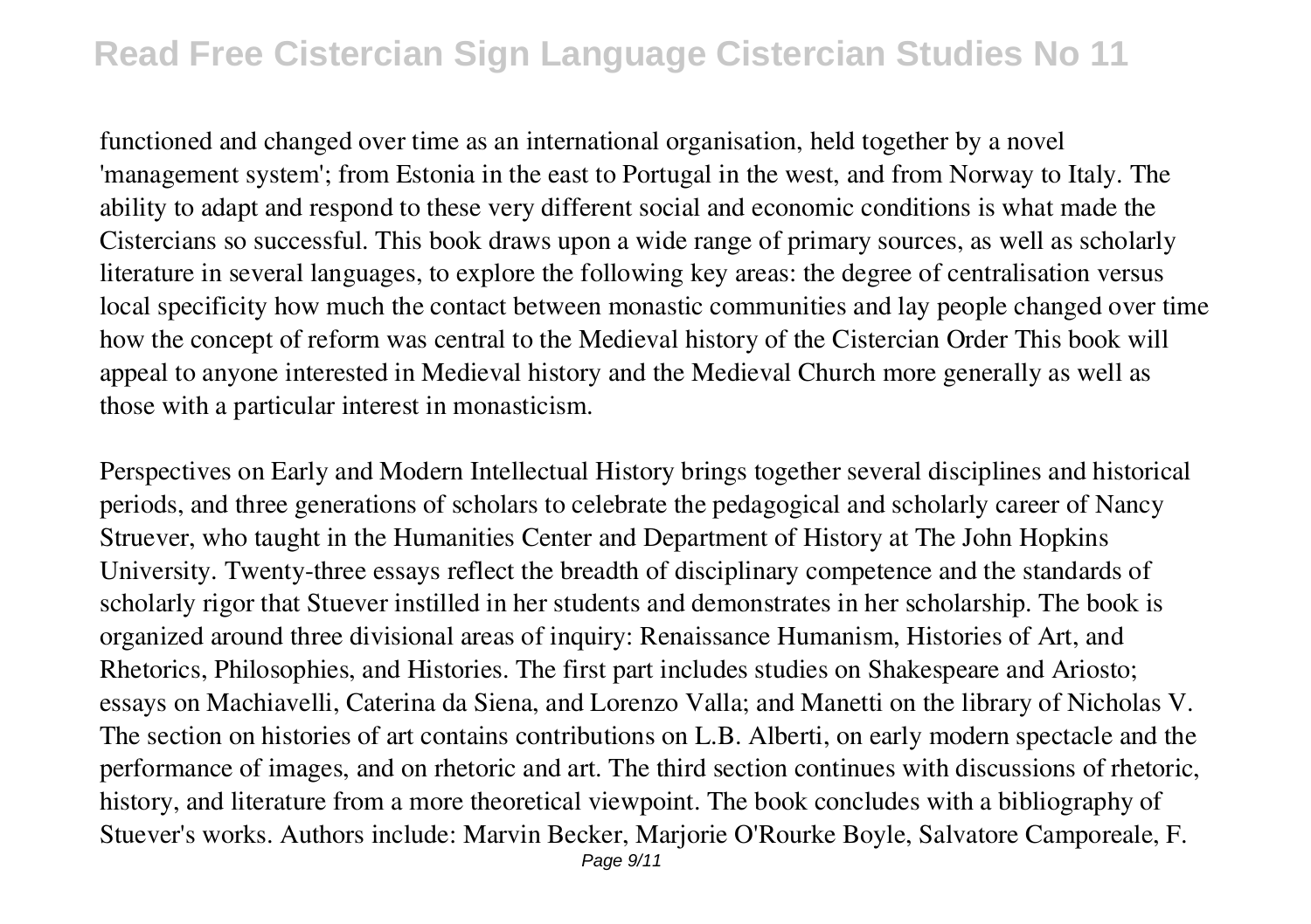functioned and changed over time as an international organisation, held together by a novel 'management system'; from Estonia in the east to Portugal in the west, and from Norway to Italy. The ability to adapt and respond to these very different social and economic conditions is what made the Cistercians so successful. This book draws upon a wide range of primary sources, as well as scholarly literature in several languages, to explore the following key areas: the degree of centralisation versus local specificity how much the contact between monastic communities and lay people changed over time how the concept of reform was central to the Medieval history of the Cistercian Order This book will appeal to anyone interested in Medieval history and the Medieval Church more generally as well as those with a particular interest in monasticism.

Perspectives on Early and Modern Intellectual History brings together several disciplines and historical periods, and three generations of scholars to celebrate the pedagogical and scholarly career of Nancy Struever, who taught in the Humanities Center and Department of History at The John Hopkins University. Twenty-three essays reflect the breadth of disciplinary competence and the standards of scholarly rigor that Stuever instilled in her students and demonstrates in her scholarship. The book is organized around three divisional areas of inquiry: Renaissance Humanism, Histories of Art, and Rhetorics, Philosophies, and Histories. The first part includes studies on Shakespeare and Ariosto; essays on Machiavelli, Caterina da Siena, and Lorenzo Valla; and Manetti on the library of Nicholas V. The section on histories of art contains contributions on L.B. Alberti, on early modern spectacle and the performance of images, and on rhetoric and art. The third section continues with discussions of rhetoric, history, and literature from a more theoretical viewpoint. The book concludes with a bibliography of Stuever's works. Authors include: Marvin Becker, Marjorie O'Rourke Boyle, Salvatore Camporeale, F.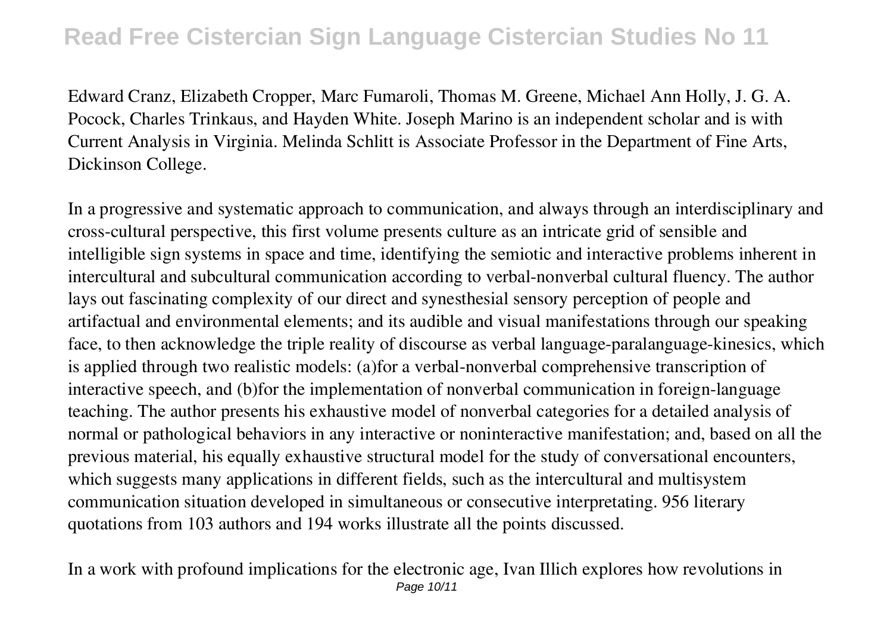Edward Cranz, Elizabeth Cropper, Marc Fumaroli, Thomas M. Greene, Michael Ann Holly, J. G. A. Pocock, Charles Trinkaus, and Hayden White. Joseph Marino is an independent scholar and is with Current Analysis in Virginia. Melinda Schlitt is Associate Professor in the Department of Fine Arts, Dickinson College.

In a progressive and systematic approach to communication, and always through an interdisciplinary and cross-cultural perspective, this first volume presents culture as an intricate grid of sensible and intelligible sign systems in space and time, identifying the semiotic and interactive problems inherent in intercultural and subcultural communication according to verbal-nonverbal cultural fluency. The author lays out fascinating complexity of our direct and synesthesial sensory perception of people and artifactual and environmental elements; and its audible and visual manifestations through our speaking face, to then acknowledge the triple reality of discourse as verbal language-paralanguage-kinesics, which is applied through two realistic models: (a)for a verbal-nonverbal comprehensive transcription of interactive speech, and (b)for the implementation of nonverbal communication in foreign-language teaching. The author presents his exhaustive model of nonverbal categories for a detailed analysis of normal or pathological behaviors in any interactive or noninteractive manifestation; and, based on all the previous material, his equally exhaustive structural model for the study of conversational encounters, which suggests many applications in different fields, such as the intercultural and multisystem communication situation developed in simultaneous or consecutive interpretating. 956 literary quotations from 103 authors and 194 works illustrate all the points discussed.

In a work with profound implications for the electronic age, Ivan Illich explores how revolutions in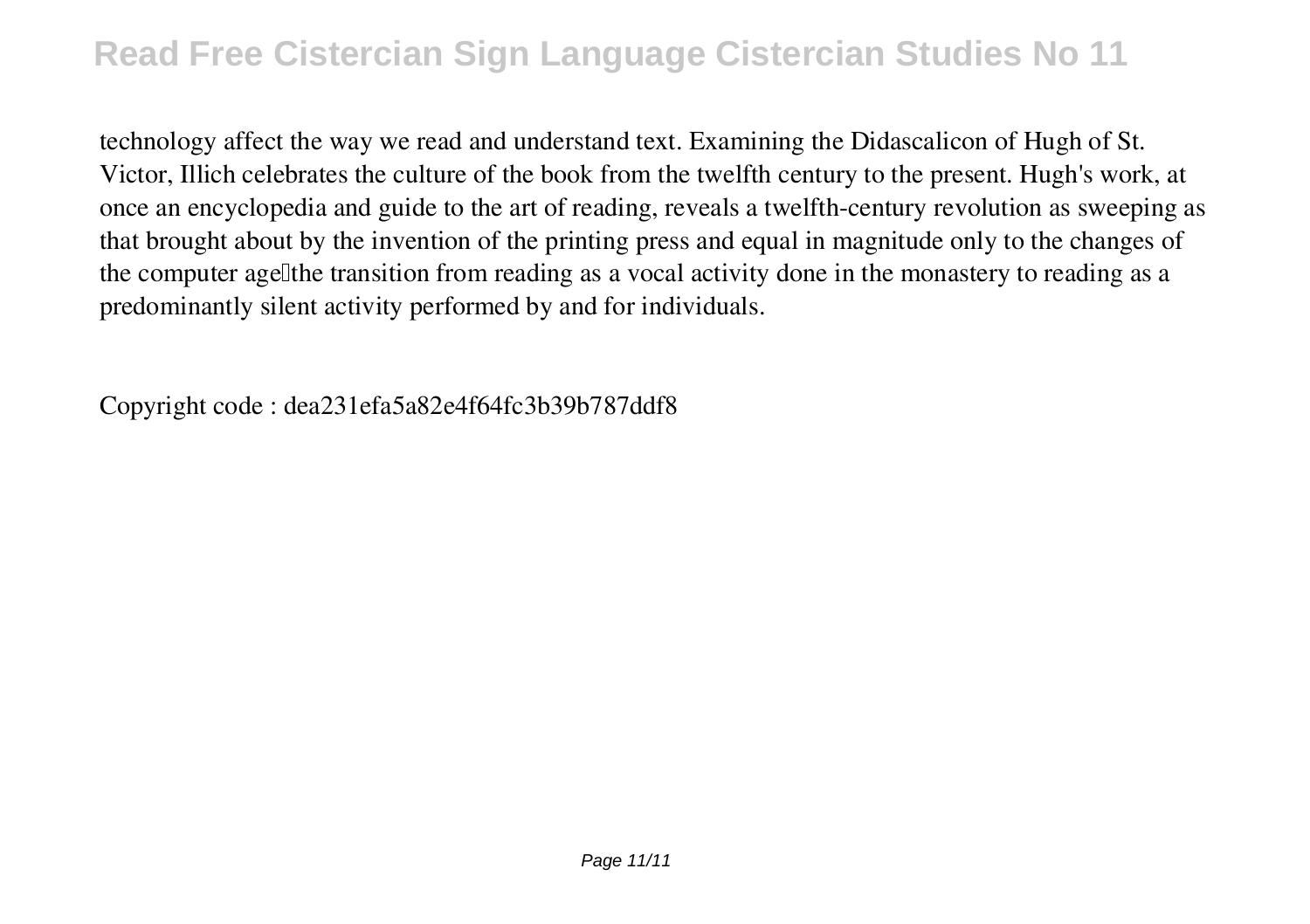technology affect the way we read and understand text. Examining the Didascalicon of Hugh of St. Victor, Illich celebrates the culture of the book from the twelfth century to the present. Hugh's work, at once an encyclopedia and guide to the art of reading, reveals a twelfth-century revolution as sweeping as that brought about by the invention of the printing press and equal in magnitude only to the changes of the computer age—the transition from reading as a vocal activity done in the monastery to reading as a predominantly silent activity performed by and for individuals.

Copyright code : dea231efa5a82e4f64fc3b39b787ddf8